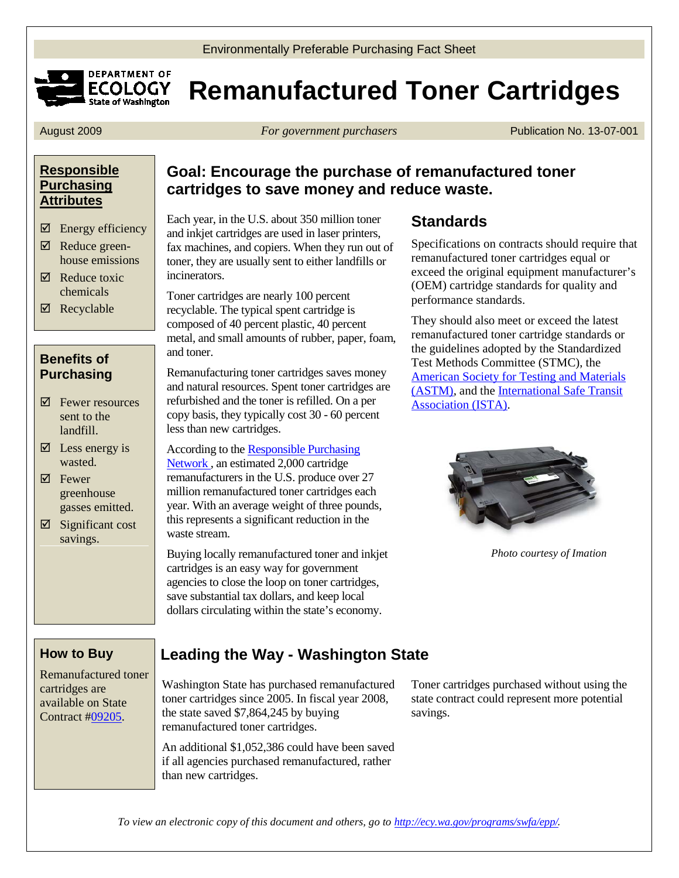Environmentally Preferable Purchasing Fact Sheet

# Remanufactured Toner Cartridges

August 2009 | *For government purchasers* | Publication No. 13-07-001

## Responsible Purchasing Attributes

- ☑ Energy efficiency
- ☑ Reduce green-house emissions
- ☑ Reduce toxic chemicals
- ☑ Recyclable

## Benefits of Purchasing

- ☑ Fewer resources sent to the landfill.
- ☑ Less energy is wasted.
- ☑ Fewer greenhouse gasses emitted.
- ☑ Significant cost savings.

## Goal: Encourage the purchase of remanufactured toner cartridges to save money and reduce waste.

Each year, in the U.S. about 350 million toner and inkjet cartridges are used in laser printers, fax machines, and copiers. When they run out of toner, they are usually sent to either landfills or incinerators.

Toner cartridges are nearly 100 percent recyclable. The typical spent cartridge is composed of 40 percent plastic, 40 percent metal, and small amounts of rubber, paper, foam, and toner.

Remanufacturing toner cartridges saves money and natural resources. Spent toner cartridges are refurbished and the toner is refilled. On a per copy basis, they typically cost 30 - 60 percent less than new cartridges.

According to the Responsible Purchasing Network, an estimated 2,000 cartridge remanufacturers in the U.S. produce over 27 million remanufactured toner cartridges each year. With an average weight of three pounds, this represents a significant reduction in the waste stream.

Buying locally remanufactured toner and inkjet cartridges is an easy way for government agencies to close the loop on toner cartridges, save substantial tax dollars, and keep local dollars circulating within the state's economy.

## Standards

Specifications on contracts should require that remanufactured toner cartridges equal or exceed the original equipment manufacturer's (OEM) cartridge standards for quality and performance standards.

They should also meet or exceed the latest remanufactured toner cartridge standards or the guidelines adopted by the Standardized Test Methods Committee (STMC), the American Society for Testing and Materials (ASTM), and the International Safe Transit Association (ISTA).

*Photo courtesy of Imation*

## How to Buy

Remanufactured toner cartridges are available on State Contract #09205.

## Leading the Way - Washington State

Washington State has purchased remanufactured toner cartridges since 2005. In fiscal year 2008, the state saved $7,864,245 by buying remanufactured toner cartridges.

An additional $1,052,386 could have been saved if all agencies purchased remanufactured, rather than new cartridges.

Toner cartridges purchased without using the state contract could represent more potential savings.

*To view an electronic copy of this document and others, go to http://ecy.wa.gov/programs/swfa/epp/.*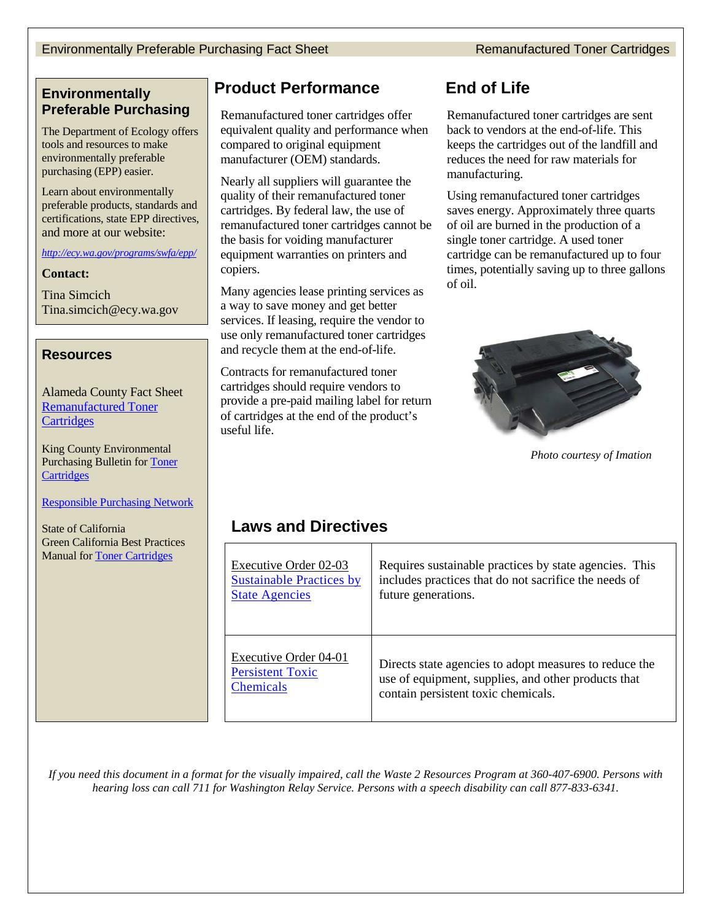## Environmentally Preferable Purchasing

The Department of Ecology offers tools and resources to make environmentally preferable purchasing (EPP) easier.

Learn about environmentally preferable products, standards and certifications, state EPP directives, and more at our website:

*http://ecy.wa.gov/programs/swfa/epp/*

**Contact:**

Tina Simcich
Tina.simcich@ecy.wa.gov

## Resources

Alameda County Fact Sheet Remanufactured Toner Cartridges

King County Environmental Purchasing Bulletin for Toner Cartridges

Responsible Purchasing Network

State of California Green California Best Practices Manual for Toner Cartridges

## Product Performance

Remanufactured toner cartridges offer equivalent quality and performance when compared to original equipment manufacturer (OEM) standards.

Nearly all suppliers will guarantee the quality of their remanufactured toner cartridges. By federal law, the use of remanufactured toner cartridges cannot be the basis for voiding manufacturer equipment warranties on printers and copiers.

Many agencies lease printing services as a way to save money and get better services. If leasing, require the vendor to use only remanufactured toner cartridges and recycle them at the end-of-life.

Contracts for remanufactured toner cartridges should require vendors to provide a pre-paid mailing label for return of cartridges at the end of the product's useful life.

## End of Life

Remanufactured toner cartridges are sent back to vendors at the end-of-life. This keeps the cartridges out of the landfill and reduces the need for raw materials for manufacturing.

Using remanufactured toner cartridges saves energy. Approximately three quarts of oil are burned in the production of a single toner cartridge. A used toner cartridge can be remanufactured up to four times, potentially saving up to three gallons of oil.

*Photo courtesy of Imation*

## Laws and Directives

| | |
|---|---|
| Executive Order 02-03 Sustainable Practices by State Agencies | Requires sustainable practices by state agencies. This includes practices that do not sacrifice the needs of future generations. |
| Executive Order 04-01 Persistent Toxic Chemicals | Directs state agencies to adopt measures to reduce the use of equipment, supplies, and other products that contain persistent toxic chemicals. |

*If you need this document in a format for the visually impaired, call the Waste 2 Resources Program at 360-407-6900. Persons with hearing loss can call 711 for Washington Relay Service. Persons with a speech disability can call 877-833-6341.*